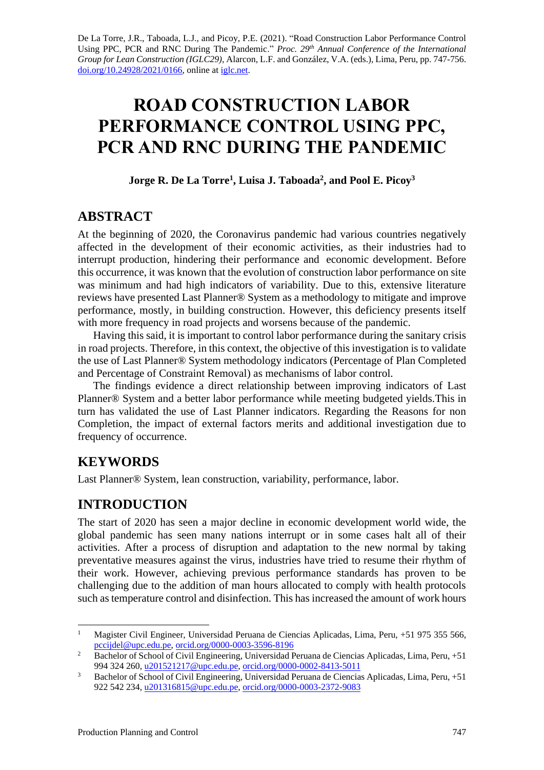De La Torre, J.R., Taboada, L.J., and Picoy, P.E. (2021). "Road Construction Labor Performance Control Using PPC, PCR and RNC During The Pandemic." *Proc. 29th Annual Conference of the International Group for Lean Construction (IGLC29),* Alarcon, L.F. and González, V.A. (eds.), Lima, Peru, pp. 747-756. doi.org/10.24928/2021/0166, online at iglc.net.

# ROAD CONSTRUCTION LABOR PERFORMANCE CONTROL USING PPC, PCR AND RNC DURING THE PANDEMIC

**Jorge R. De La Torre[1], Luisa J. Taboada[2], and Pool E. Picoy[3]**

## ABSTRACT

At the beginning of 2020, the Coronavirus pandemic had various countries negatively affected in the development of their economic activities, as their industries had to interrupt production, hindering their performance and economic development. Before this occurrence, it was known that the evolution of construction labor performance on site was minimum and had high indicators of variability. Due to this, extensive literature reviews have presented Last Planner® System as a methodology to mitigate and improve performance, mostly, in building construction. However, this deficiency presents itself with more frequency in road projects and worsens because of the pandemic.

Having this said, it is important to control labor performance during the sanitary crisis in road projects. Therefore, in this context, the objective of this investigation is to validate the use of Last Planner® System methodology indicators (Percentage of Plan Completed and Percentage of Constraint Removal) as mechanisms of labor control.

The findings evidence a direct relationship between improving indicators of Last Planner® System and a better labor performance while meeting budgeted yields.This in turn has validated the use of Last Planner indicators. Regarding the Reasons for non Completion, the impact of external factors merits and additional investigation due to frequency of occurrence.

## KEYWORDS

Last Planner® System, lean construction, variability, performance, labor.

## INTRODUCTION

The start of 2020 has seen a major decline in economic development world wide, the global pandemic has seen many nations interrupt or in some cases halt all of their activities. After a process of disruption and adaptation to the new normal by taking preventative measures against the virus, industries have tried to resume their rhythm of their work. However, achieving previous performance standards has proven to be challenging due to the addition of man hours allocated to comply with health protocols such as temperature control and disinfection. This has increased the amount of work hours

---

[1] Magister Civil Engineer, Universidad Peruana de Ciencias Aplicadas, Lima, Peru, +51 975 355 566, pccijdel@upc.edu.pe, orcid.org/0000-0003-3596-8196

[2] Bachelor of School of Civil Engineering, Universidad Peruana de Ciencias Aplicadas, Lima, Peru, +51 994 324 260, u201521217@upc.edu.pe, orcid.org/0000-0002-8413-5011

[3] Bachelor of School of Civil Engineering, Universidad Peruana de Ciencias Aplicadas, Lima, Peru, +51 922 542 234, u201316815@upc.edu.pe, orcid.org/0000-0003-2372-9083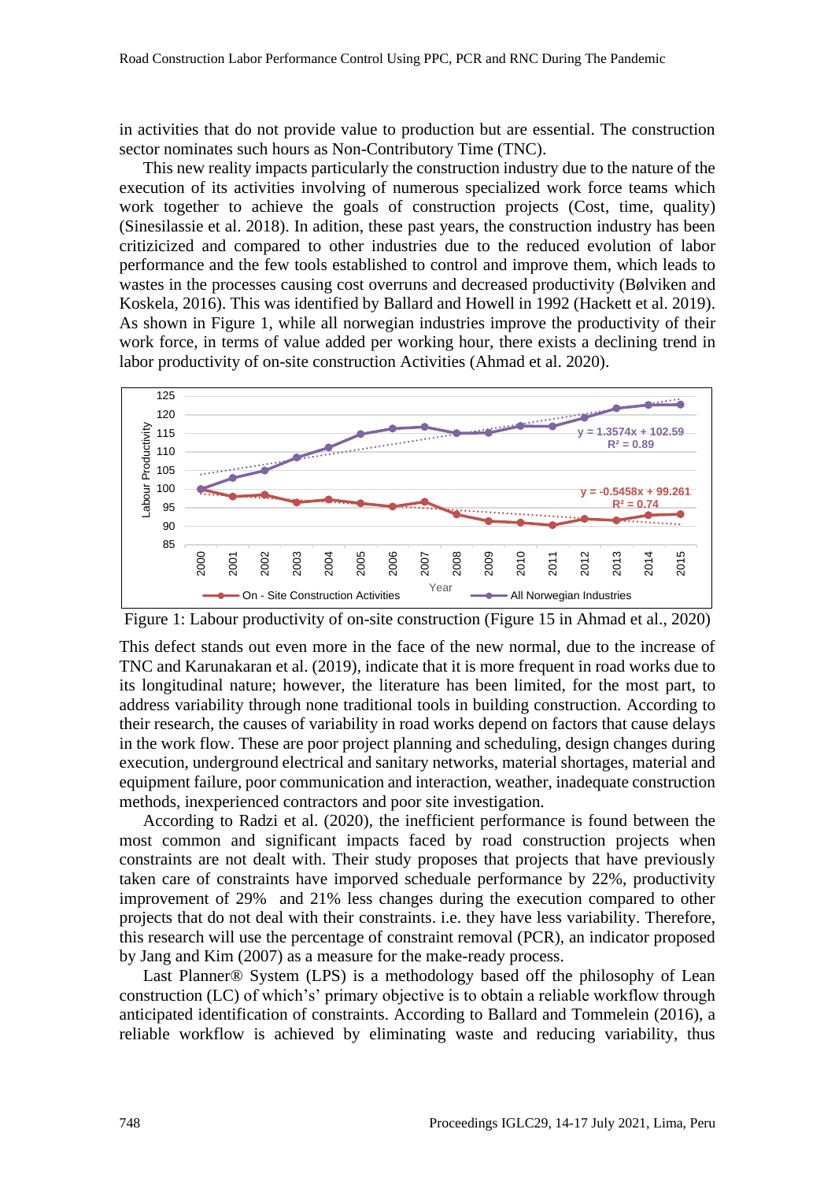in activities that do not provide value to production but are essential. The construction sector nominates such hours as Non-Contributory Time (TNC).

This new reality impacts particularly the construction industry due to the nature of the execution of its activities involving of numerous specialized work force teams which work together to achieve the goals of construction projects (Cost, time, quality) (Sinesilassie et al. 2018). In adition, these past years, the construction industry has been critizicized and compared to other industries due to the reduced evolution of labor performance and the few tools established to control and improve them, which leads to wastes in the processes causing cost overruns and decreased productivity (Bølviken and Koskela, 2016). This was identified by Ballard and Howell in 1992 (Hackett et al. 2019). As shown in Figure 1, while all norwegian industries improve the productivity of their work force, in terms of value added per working hour, there exists a declining trend in labor productivity of on-site construction Activities (Ahmad et al. 2020).

Figure 1: Labour productivity of on-site construction (Figure 15 in Ahmad et al., 2020)

This defect stands out even more in the face of the new normal, due to the increase of TNC and Karunakaran et al. (2019), indicate that it is more frequent in road works due to its longitudinal nature; however, the literature has been limited, for the most part, to address variability through none traditional tools in building construction. According to their research, the causes of variability in road works depend on factors that cause delays in the work flow. These are poor project planning and scheduling, design changes during execution, underground electrical and sanitary networks, material shortages, material and equipment failure, poor communication and interaction, weather, inadequate construction methods, inexperienced contractors and poor site investigation.

According to Radzi et al. (2020), the inefficient performance is found between the most common and significant impacts faced by road construction projects when constraints are not dealt with. Their study proposes that projects that have previously taken care of constraints have imporved scheduale performance by 22%, productivity improvement of 29% and 21% less changes during the execution compared to other projects that do not deal with their constraints. i.e. they have less variability. Therefore, this research will use the percentage of constraint removal (PCR), an indicator proposed by Jang and Kim (2007) as a measure for the make-ready process.

Last Planner® System (LPS) is a methodology based off the philosophy of Lean construction (LC) of which's' primary objective is to obtain a reliable workflow through anticipated identification of constraints. According to Ballard and Tommelein (2016), a reliable workflow is achieved by eliminating waste and reducing variability, thus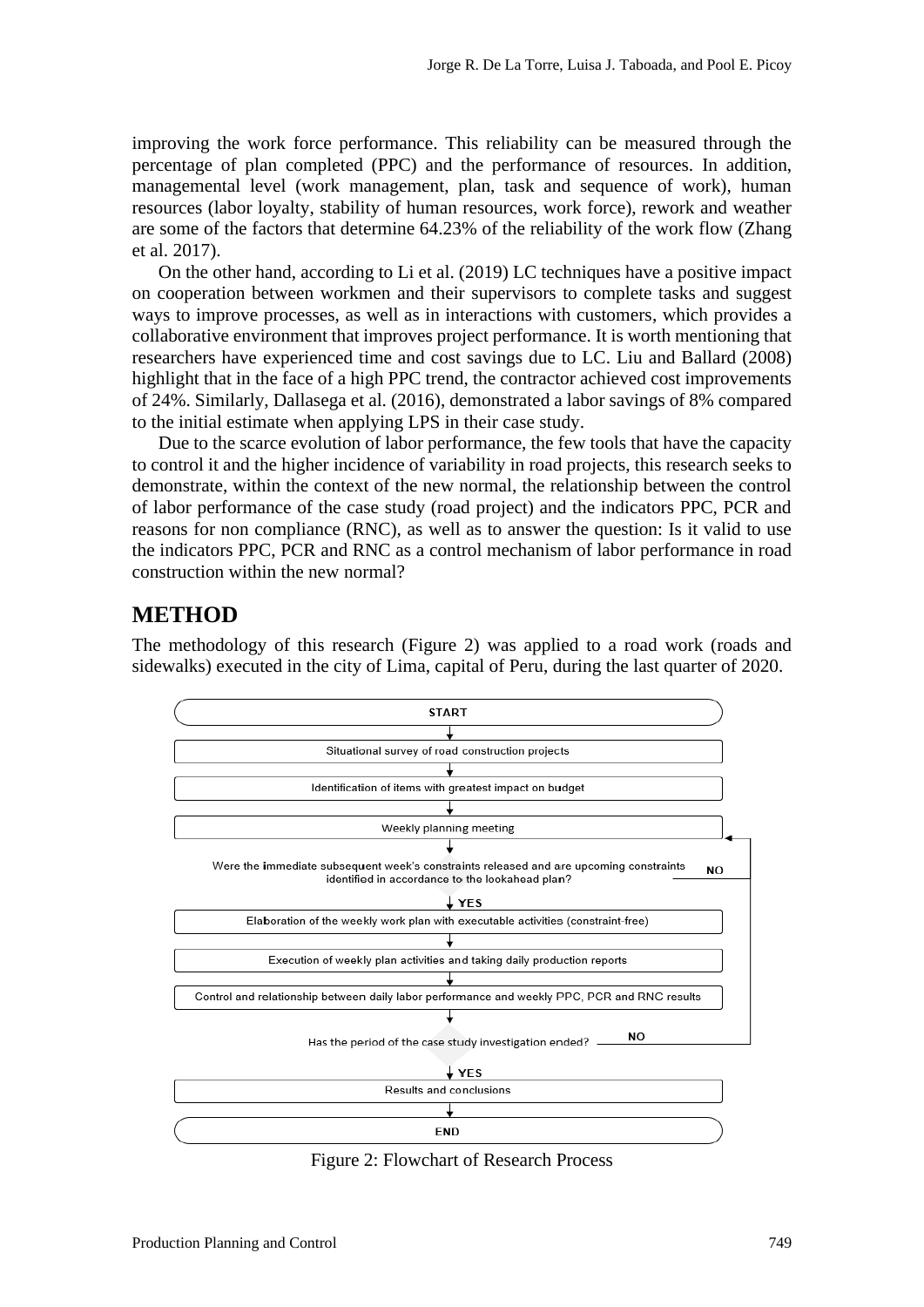improving the work force performance. This reliability can be measured through the percentage of plan completed (PPC) and the performance of resources. In addition, managemental level (work management, plan, task and sequence of work), human resources (labor loyalty, stability of human resources, work force), rework and weather are some of the factors that determine 64.23% of the reliability of the work flow (Zhang et al. 2017).

On the other hand, according to Li et al. (2019) LC techniques have a positive impact on cooperation between workmen and their supervisors to complete tasks and suggest ways to improve processes, as well as in interactions with customers, which provides a collaborative environment that improves project performance. It is worth mentioning that researchers have experienced time and cost savings due to LC. Liu and Ballard (2008) highlight that in the face of a high PPC trend, the contractor achieved cost improvements of 24%. Similarly, Dallasega et al. (2016), demonstrated a labor savings of 8% compared to the initial estimate when applying LPS in their case study.

Due to the scarce evolution of labor performance, the few tools that have the capacity to control it and the higher incidence of variability in road projects, this research seeks to demonstrate, within the context of the new normal, the relationship between the control of labor performance of the case study (road project) and the indicators PPC, PCR and reasons for non compliance (RNC), as well as to answer the question: Is it valid to use the indicators PPC, PCR and RNC as a control mechanism of labor performance in road construction within the new normal?

# METHOD

The methodology of this research (Figure 2) was applied to a road work (roads and sidewalks) executed in the city of Lima, capital of Peru, during the last quarter of 2020.

START

Situational survey of road construction projects

Identification of items with greatest impact on budget

Weekly planning meeting

Were the immediate subsequent week's constraints released and are upcoming constraints identified in accordance to the lookahead plan? NO / YES

Elaboration of the weekly work plan with executable activities (constraint-free)

Execution of weekly plan activities and taking daily production reports

Control and relationship between daily labor performance and weekly PPC, PCR and RNC results

Has the period of the case study investigation ended? NO / YES

Results and conclusions

END

Figure 2: Flowchart of Research Process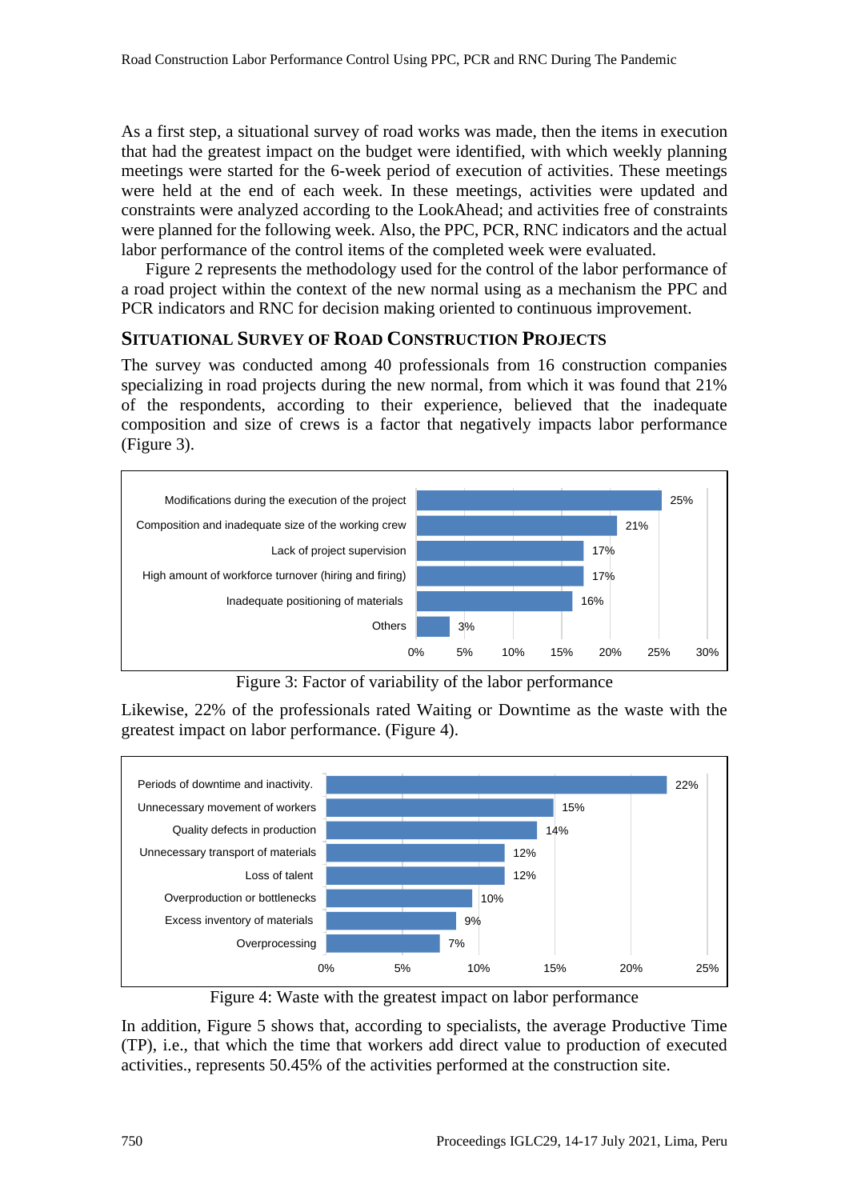As a first step, a situational survey of road works was made, then the items in execution that had the greatest impact on the budget were identified, with which weekly planning meetings were started for the 6-week period of execution of activities. These meetings were held at the end of each week. In these meetings, activities were updated and constraints were analyzed according to the LookAhead; and activities free of constraints were planned for the following week. Also, the PPC, PCR, RNC indicators and the actual labor performance of the control items of the completed week were evaluated.

Figure 2 represents the methodology used for the control of the labor performance of a road project within the context of the new normal using as a mechanism the PPC and PCR indicators and RNC for decision making oriented to continuous improvement.

## SITUATIONAL SURVEY OF ROAD CONSTRUCTION PROJECTS

The survey was conducted among 40 professionals from 16 construction companies specializing in road projects during the new normal, from which it was found that 21% of the respondents, according to their experience, believed that the inadequate composition and size of crews is a factor that negatively impacts labor performance (Figure 3).

| Factor | Percentage |
|---|---|
| Modifications during the execution of the project | 25% |
| Composition and inadequate size of the working crew | 21% |
| Lack of project supervision | 17% |
| High amount of workforce turnover (hiring and firing) | 17% |
| Inadequate positioning of materials | 16% |
| Others | 3% |

Figure 3: Factor of variability of the labor performance

Likewise, 22% of the professionals rated Waiting or Downtime as the waste with the greatest impact on labor performance. (Figure 4).

| Waste | Percentage |
|---|---|
| Periods of downtime and inactivity. | 22% |
| Unnecessary movement of workers | 15% |
| Quality defects in production | 14% |
| Unnecessary transport of materials | 12% |
| Loss of talent | 12% |
| Overproduction or bottlenecks | 10% |
| Excess inventory of materials | 9% |
| Overprocessing | 7% |

Figure 4: Waste with the greatest impact on labor performance

In addition, Figure 5 shows that, according to specialists, the average Productive Time (TP), i.e., that which the time that workers add direct value to production of executed activities., represents 50.45% of the activities performed at the construction site.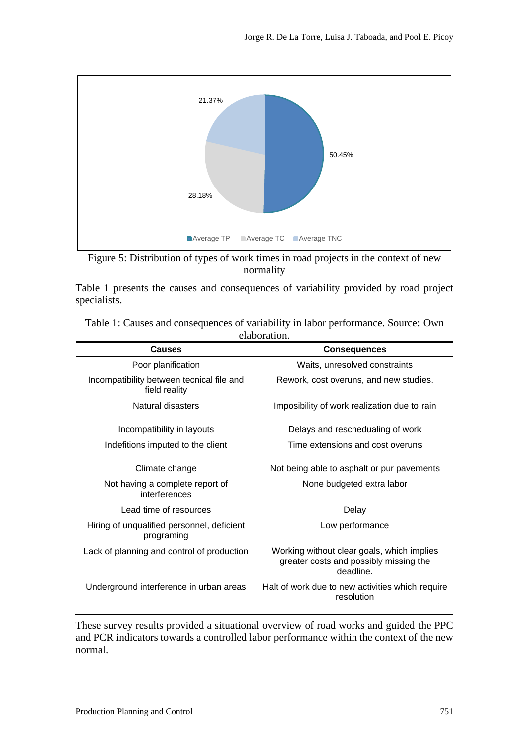Figure 5: Distribution of types of work times in road projects in the context of new normality

Table 1 presents the causes and consequences of variability provided by road project specialists.

Table 1: Causes and consequences of variability in labor performance. Source: Own elaboration.

| Causes | Consequences |
|---|---|
| Poor planification | Waits, unresolved constraints |
| Incompatibility between tecnical file and field reality | Rework, cost overuns, and new studies. |
| Natural disasters | Imposibility of work realization due to rain |
| Incompatibility in layouts | Delays and reschedualing of work |
| Indefitions imputed to the client | Time extensions and cost overuns |
| Climate change | Not being able to asphalt or pur pavements |
| Not having a complete report of interferences | None budgeted extra labor |
| Lead time of resources | Delay |
| Hiring of unqualified personnel, deficient programing | Low performance |
| Lack of planning and control of production | Working without clear goals, which implies greater costs and possibly missing the deadline. |
| Underground interference in urban areas | Halt of work due to new activities which require resolution |

These survey results provided a situational overview of road works and guided the PPC and PCR indicators towards a controlled labor performance within the context of the new normal.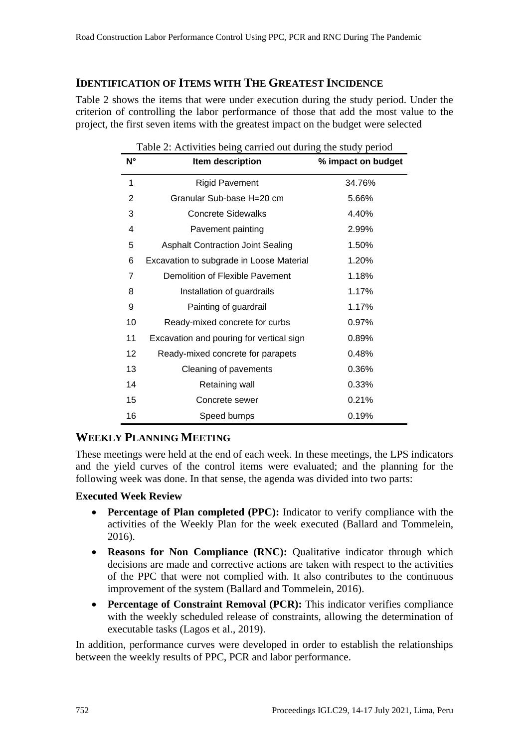## IDENTIFICATION OF ITEMS WITH THE GREATEST INCIDENCE

Table 2 shows the items that were under execution during the study period. Under the criterion of controlling the labor performance of those that add the most value to the project, the first seven items with the greatest impact on the budget were selected

Table 2: Activities being carried out during the study period

| N° | Item description | % impact on budget |
|---|---|---|
| 1 | Rigid Pavement | 34.76% |
| 2 | Granular Sub-base H=20 cm | 5.66% |
| 3 | Concrete Sidewalks | 4.40% |
| 4 | Pavement painting | 2.99% |
| 5 | Asphalt Contraction Joint Sealing | 1.50% |
| 6 | Excavation to subgrade in Loose Material | 1.20% |
| 7 | Demolition of Flexible Pavement | 1.18% |
| 8 | Installation of guardrails | 1.17% |
| 9 | Painting of guardrail | 1.17% |
| 10 | Ready-mixed concrete for curbs | 0.97% |
| 11 | Excavation and pouring for vertical sign | 0.89% |
| 12 | Ready-mixed concrete for parapets | 0.48% |
| 13 | Cleaning of pavements | 0.36% |
| 14 | Retaining wall | 0.33% |
| 15 | Concrete sewer | 0.21% |
| 16 | Speed bumps | 0.19% |

## WEEKLY PLANNING MEETING

These meetings were held at the end of each week. In these meetings, the LPS indicators and the yield curves of the control items were evaluated; and the planning for the following week was done. In that sense, the agenda was divided into two parts:

### Executed Week Review

- **Percentage of Plan completed (PPC):** Indicator to verify compliance with the activities of the Weekly Plan for the week executed (Ballard and Tommelein, 2016).
- **Reasons for Non Compliance (RNC):** Qualitative indicator through which decisions are made and corrective actions are taken with respect to the activities of the PPC that were not complied with. It also contributes to the continuous improvement of the system (Ballard and Tommelein, 2016).
- **Percentage of Constraint Removal (PCR):** This indicator verifies compliance with the weekly scheduled release of constraints, allowing the determination of executable tasks (Lagos et al., 2019).

In addition, performance curves were developed in order to establish the relationships between the weekly results of PPC, PCR and labor performance.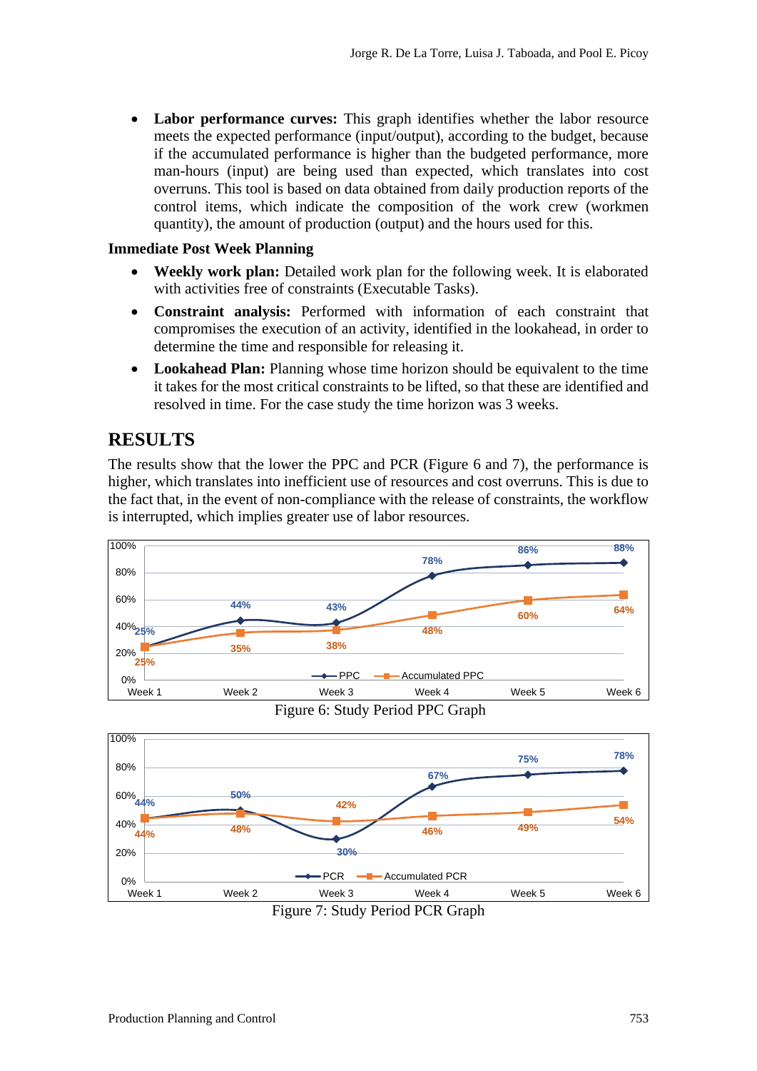- **Labor performance curves:** This graph identifies whether the labor resource meets the expected performance (input/output), according to the budget, because if the accumulated performance is higher than the budgeted performance, more man-hours (input) are being used than expected, which translates into cost overruns. This tool is based on data obtained from daily production reports of the control items, which indicate the composition of the work crew (workmen quantity), the amount of production (output) and the hours used for this.

**Immediate Post Week Planning**

- **Weekly work plan:** Detailed work plan for the following week. It is elaborated with activities free of constraints (Executable Tasks).
- **Constraint analysis:** Performed with information of each constraint that compromises the execution of an activity, identified in the lookahead, in order to determine the time and responsible for releasing it.
- **Lookahead Plan:** Planning whose time horizon should be equivalent to the time it takes for the most critical constraints to be lifted, so that these are identified and resolved in time. For the case study the time horizon was 3 weeks.

## RESULTS

The results show that the lower the PPC and PCR (Figure 6 and 7), the performance is higher, which translates into inefficient use of resources and cost overruns. This is due to the fact that, in the event of non-compliance with the release of constraints, the workflow is interrupted, which implies greater use of labor resources.

| | Week 1 | Week 2 | Week 3 | Week 4 | Week 5 | Week 6 |
|---|---|---|---|---|---|---|
| PPC | 25% | 44% | 43% | 78% | 86% | 88% |
| Accumulated PPC | 25% | 35% | 38% | 48% | 60% | 64% |

Figure 6: Study Period PPC Graph

| | Week 1 | Week 2 | Week 3 | Week 4 | Week 5 | Week 6 |
|---|---|---|---|---|---|---|
| PCR | 44% | 50% | 30% | 67% | 75% | 78% |
| Accumulated PCR | 44% | 48% | 42% | 46% | 49% | 54% |

Figure 7: Study Period PCR Graph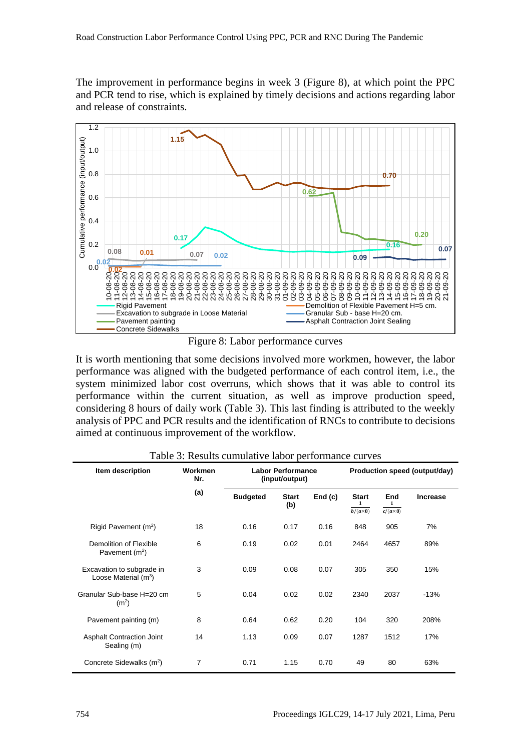The improvement in performance begins in week 3 (Figure 8), at which point the PPC and PCR tend to rise, which is explained by timely decisions and actions regarding labor and release of constraints.

Figure 8: Labor performance curves

It is worth mentioning that some decisions involved more workmen, however, the labor performance was aligned with the budgeted performance of each control item, i.e., the system minimized labor cost overruns, which shows that it was able to control its performance within the current situation, as well as improve production speed, considering 8 hours of daily work (Table 3). This last finding is attributed to the weekly analysis of PPC and PCR results and the identification of RNCs to contribute to decisions aimed at continuous improvement of the workflow.

Table 3: Results cumulative labor performance curves

| Item description | Workmen Nr. | Labor Performance (input/output) | | | Production speed (output/day) | | |
|---|---|---|---|---|---|---|---|
| | (a) | Budgeted | Start (b) | End (c) | Start $\frac{1}{b/(a\times 8)}$ | End $\frac{1}{c/(a\times 8)}$ | Increase |
| Rigid Pavement ($m^2$) | 18 | 0.16 | 0.17 | 0.16 | 848 | 905 | 7% |
| Demolition of Flexible Pavement ($m^2$) | 6 | 0.19 | 0.02 | 0.01 | 2464 | 4657 | 89% |
| Excavation to subgrade in Loose Material ($m^3$) | 3 | 0.09 | 0.08 | 0.07 | 305 | 350 | 15% |
| Granular Sub-base H=20 cm ($m^2$) | 5 | 0.04 | 0.02 | 0.02 | 2340 | 2037 | -13% |
| Pavement painting (m) | 8 | 0.64 | 0.62 | 0.20 | 104 | 320 | 208% |
| Asphalt Contraction Joint Sealing (m) | 14 | 1.13 | 0.09 | 0.07 | 1287 | 1512 | 17% |
| Concrete Sidewalks ($m^2$) | 7 | 0.71 | 1.15 | 0.70 | 49 | 80 | 63% |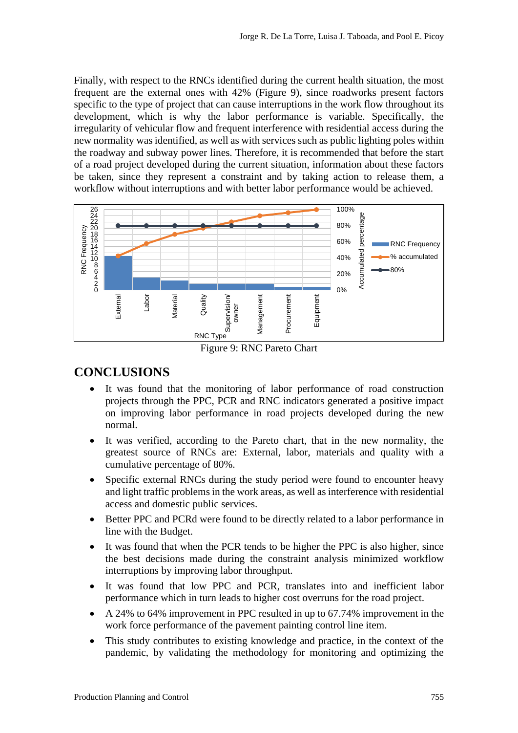Finally, with respect to the RNCs identified during the current health situation, the most frequent are the external ones with 42% (Figure 9), since roadworks present factors specific to the type of project that can cause interruptions in the work flow throughout its development, which is why the labor performance is variable. Specifically, the irregularity of vehicular flow and frequent interference with residential access during the new normality was identified, as well as with services such as public lighting poles within the roadway and subway power lines. Therefore, it is recommended that before the start of a road project developed during the current situation, information about these factors be taken, since they represent a constraint and by taking action to release them, a workflow without interruptions and with better labor performance would be achieved.

Figure 9: RNC Pareto Chart

## CONCLUSIONS

- It was found that the monitoring of labor performance of road construction projects through the PPC, PCR and RNC indicators generated a positive impact on improving labor performance in road projects developed during the new normal.
- It was verified, according to the Pareto chart, that in the new normality, the greatest source of RNCs are: External, labor, materials and quality with a cumulative percentage of 80%.
- Specific external RNCs during the study period were found to encounter heavy and light traffic problems in the work areas, as well as interference with residential access and domestic public services.
- Better PPC and PCRd were found to be directly related to a labor performance in line with the Budget.
- It was found that when the PCR tends to be higher the PPC is also higher, since the best decisions made during the constraint analysis minimized workflow interruptions by improving labor throughput.
- It was found that low PPC and PCR, translates into and inefficient labor performance which in turn leads to higher cost overruns for the road project.
- A 24% to 64% improvement in PPC resulted in up to 67.74% improvement in the work force performance of the pavement painting control line item.
- This study contributes to existing knowledge and practice, in the context of the pandemic, by validating the methodology for monitoring and optimizing the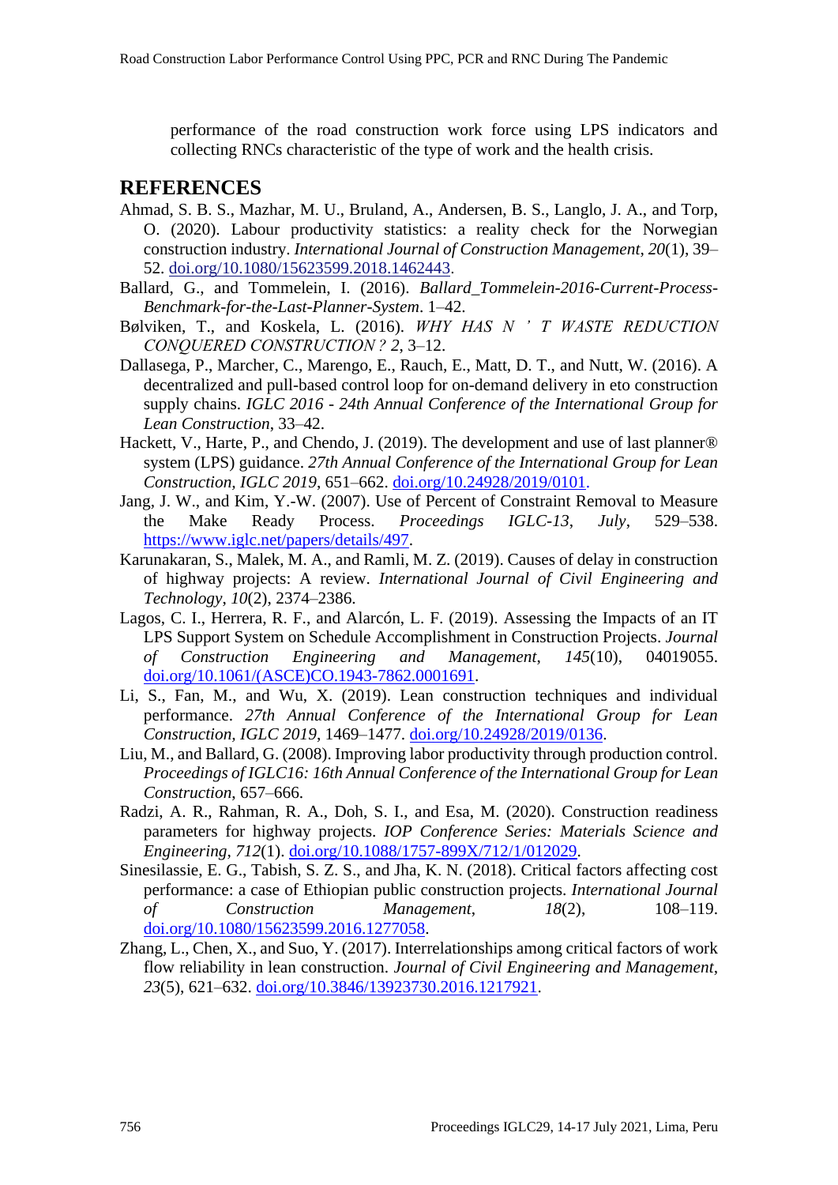performance of the road construction work force using LPS indicators and collecting RNCs characteristic of the type of work and the health crisis.

# REFERENCES

Ahmad, S. B. S., Mazhar, M. U., Bruland, A., Andersen, B. S., Langlo, J. A., and Torp, O. (2020). Labour productivity statistics: a reality check for the Norwegian construction industry. *International Journal of Construction Management*, *20*(1), 39–52. doi.org/10.1080/15623599.2018.1462443.

Ballard, G., and Tommelein, I. (2016). *Ballard_Tommelein-2016-Current-Process-Benchmark-for-the-Last-Planner-System*. 1–42.

Bølviken, T., and Koskela, L. (2016). *WHY HAS N ' T WASTE REDUCTION CONQUERED CONSTRUCTION ? 2*, 3–12.

Dallasega, P., Marcher, C., Marengo, E., Rauch, E., Matt, D. T., and Nutt, W. (2016). A decentralized and pull-based control loop for on-demand delivery in eto construction supply chains. *IGLC 2016 - 24th Annual Conference of the International Group for Lean Construction*, 33–42.

Hackett, V., Harte, P., and Chendo, J. (2019). The development and use of last planner® system (LPS) guidance. *27th Annual Conference of the International Group for Lean Construction, IGLC 2019*, 651–662. doi.org/10.24928/2019/0101.

Jang, J. W., and Kim, Y.-W. (2007). Use of Percent of Constraint Removal to Measure the Make Ready Process. *Proceedings IGLC-13*, *July*, 529–538. https://www.iglc.net/papers/details/497.

Karunakaran, S., Malek, M. A., and Ramli, M. Z. (2019). Causes of delay in construction of highway projects: A review. *International Journal of Civil Engineering and Technology*, *10*(2), 2374–2386.

Lagos, C. I., Herrera, R. F., and Alarcón, L. F. (2019). Assessing the Impacts of an IT LPS Support System on Schedule Accomplishment in Construction Projects. *Journal of Construction Engineering and Management*, *145*(10), 04019055. doi.org/10.1061/(ASCE)CO.1943-7862.0001691.

Li, S., Fan, M., and Wu, X. (2019). Lean construction techniques and individual performance. *27th Annual Conference of the International Group for Lean Construction, IGLC 2019*, 1469–1477. doi.org/10.24928/2019/0136.

Liu, M., and Ballard, G. (2008). Improving labor productivity through production control. *Proceedings of IGLC16: 16th Annual Conference of the International Group for Lean Construction*, 657–666.

Radzi, A. R., Rahman, R. A., Doh, S. I., and Esa, M. (2020). Construction readiness parameters for highway projects. *IOP Conference Series: Materials Science and Engineering*, *712*(1). doi.org/10.1088/1757-899X/712/1/012029.

Sinesilassie, E. G., Tabish, S. Z. S., and Jha, K. N. (2018). Critical factors affecting cost performance: a case of Ethiopian public construction projects. *International Journal of Construction Management*, *18*(2), 108–119. doi.org/10.1080/15623599.2016.1277058.

Zhang, L., Chen, X., and Suo, Y. (2017). Interrelationships among critical factors of work flow reliability in lean construction. *Journal of Civil Engineering and Management*, *23*(5), 621–632. doi.org/10.3846/13923730.2016.1217921.